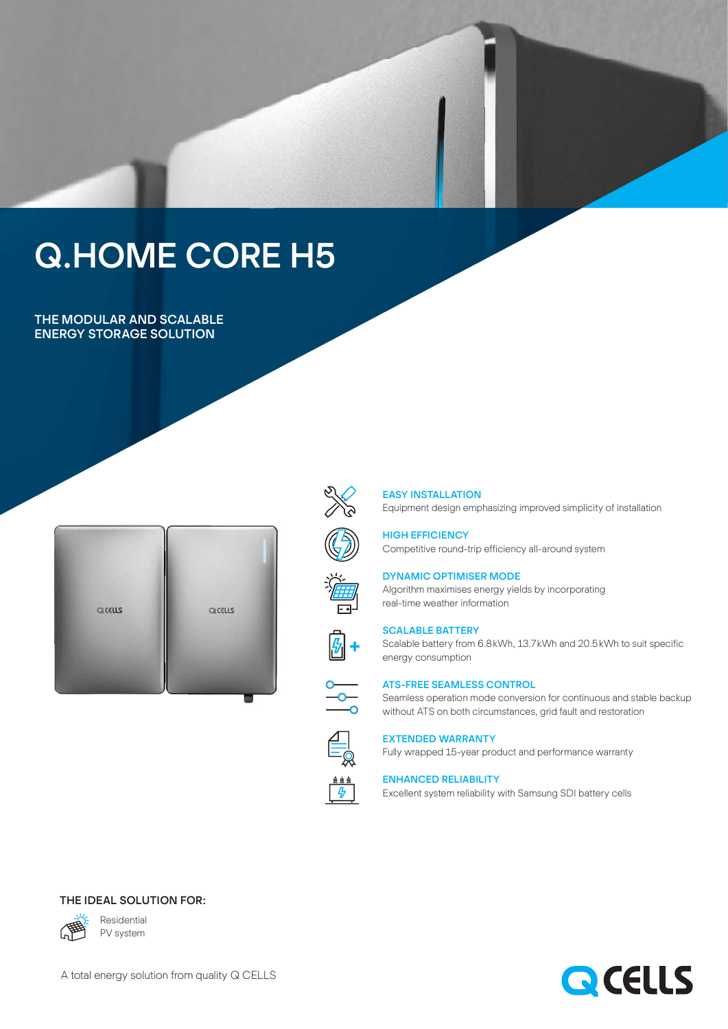# Q.HOME CORE H5

## THE MODULAR AND SCALABLE ENERGY STORAGE SOLUTION

**EASY INSTALLATION**
Equipment design emphasizing improved simplicity of installation

**HIGH EFFICIENCY**
Competitive round-trip efficiency all-around system

**DYNAMIC OPTIMISER MODE**
Algorithm maximises energy yields by incorporating real-time weather information

**SCALABLE BATTERY**
Scalable battery from 6.8kWh, 13.7kWh and 20.5kWh to suit specific energy consumption

**ATS-FREE SEAMLESS CONTROL**
Seamless operation mode conversion for continuous and stable backup without ATS on both circumstances, grid fault and restoration

**EXTENDED WARRANTY**
Fully wrapped 15-year product and performance warranty

**ENHANCED RELIABILITY**
Excellent system reliability with Samsung SDI battery cells

**THE IDEAL SOLUTION FOR:**

Residential PV system

A total energy solution from quality Q CELLS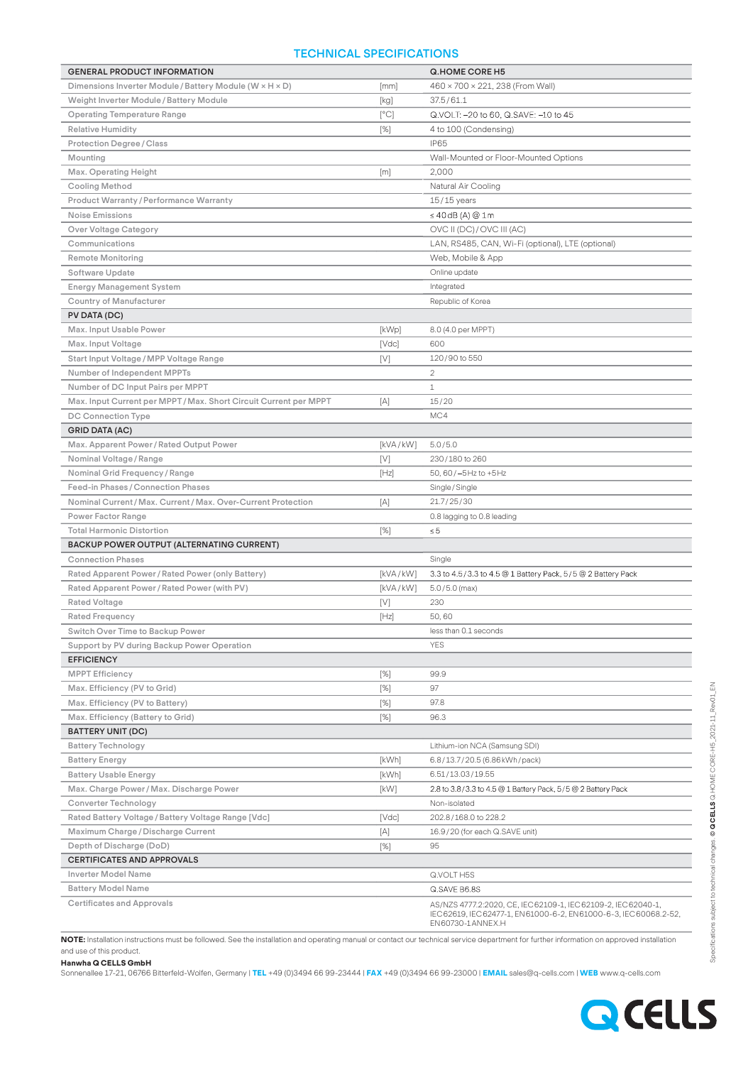## TECHNICAL SPECIFICATIONS

| GENERAL PRODUCT INFORMATION | | Q.HOME CORE H5 |
|---|---|---|
| Dimensions Inverter Module / Battery Module (W × H × D) | [mm] | 460 × 700 × 221, 238 (From Wall) |
| Weight Inverter Module / Battery Module | [kg] | 37.5 / 61.1 |
| Operating Temperature Range | [°C] | Q.VOLT: −20 to 60, Q.SAVE: −10 to 45 |
| Relative Humidity | [%] | 4 to 100 (Condensing) |
| Protection Degree / Class | | IP65 |
| Mounting | | Wall-Mounted or Floor-Mounted Options |
| Max. Operating Height | [m] | 2,000 |
| Cooling Method | | Natural Air Cooling |
| Product Warranty / Performance Warranty | | 15 / 15 years |
| Noise Emissions | | ≤ 40 dB (A) @ 1 m |
| Over Voltage Category | | OVC II (DC) / OVC III (AC) |
| Communications | | LAN, RS485, CAN, Wi-Fi (optional), LTE (optional) |
| Remote Monitoring | | Web, Mobile & App |
| Software Update | | Online update |
| Energy Management System | | Integrated |
| Country of Manufacturer | | Republic of Korea |
| **PV DATA (DC)** | | |
| Max. Input Usable Power | [kWp] | 8.0 (4.0 per MPPT) |
| Max. Input Voltage | [Vdc] | 600 |
| Start Input Voltage / MPP Voltage Range | [V] | 120 / 90 to 550 |
| Number of Independent MPPTs | | 2 |
| Number of DC Input Pairs per MPPT | | 1 |
| Max. Input Current per MPPT / Max. Short Circuit Current per MPPT | [A] | 15 / 20 |
| DC Connection Type | | MC4 |
| **GRID DATA (AC)** | | |
| Max. Apparent Power / Rated Output Power | [kVA / kW] | 5.0 / 5.0 |
| Nominal Voltage / Range | [V] | 230 / 180 to 260 |
| Nominal Grid Frequency / Range | [Hz] | 50, 60 / −5Hz to +5Hz |
| Feed-in Phases / Connection Phases | | Single / Single |
| Nominal Current / Max. Current / Max. Over-Current Protection | [A] | 21.7 / 25 / 30 |
| Power Factor Range | | 0.8 lagging to 0.8 leading |
| Total Harmonic Distortion | [%] | ≤ 5 |
| **BACKUP POWER OUTPUT (ALTERNATING CURRENT)** | | |
| Connection Phases | | Single |
| Rated Apparent Power / Rated Power (only Battery) | [kVA / kW] | 3.3 to 4.5 / 3.3 to 4.5 @ 1 Battery Pack, 5 / 5 @ 2 Battery Pack |
| Rated Apparent Power / Rated Power (with PV) | [kVA / kW] | 5.0 / 5.0 (max) |
| Rated Voltage | [V] | 230 |
| Rated Frequency | [Hz] | 50, 60 |
| Switch Over Time to Backup Power | | less than 0.1 seconds |
| Support by PV during Backup Power Operation | | YES |
| **EFFICIENCY** | | |
| MPPT Efficiency | [%] | 99.9 |
| Max. Efficiency (PV to Grid) | [%] | 97 |
| Max. Efficiency (PV to Battery) | [%] | 97.8 |
| Max. Efficiency (Battery to Grid) | [%] | 96.3 |
| **BATTERY UNIT (DC)** | | |
| Battery Technology | | Lithium-ion NCA (Samsung SDI) |
| Battery Energy | [kWh] | 6.8 / 13.7 / 20.5 (6.86 kWh / pack) |
| Battery Usable Energy | [kWh] | 6.51 / 13.03 / 19.55 |
| Max. Charge Power / Max. Discharge Power | [kW] | 2.8 to 3.8 / 3.3 to 4.5 @ 1 Battery Pack, 5 / 5 @ 2 Battery Pack |
| Converter Technology | | Non-isolated |
| Rated Battery Voltage / Battery Voltage Range [Vdc] | [Vdc] | 202.8 / 168.0 to 228.2 |
| Maximum Charge / Discharge Current | [A] | 16.9 / 20 (for each Q.SAVE unit) |
| Depth of Discharge (DoD) | [%] | 95 |
| **CERTIFICATES AND APPROVALS** | | |
| Inverter Model Name | | Q.VOLT H5S |
| Battery Model Name | | Q.SAVE B6.8S |
| Certificates and Approvals | | AS/NZS 4777.2:2020, CE, IEC 62109-1, IEC 62109-2, IEC 62040-1, IEC 62619, IEC 62477-1, EN61000-6-2, EN61000-6-3, IEC 60068.2-52, EN60730-1 ANNEX.H |

**NOTE:** Installation instructions must be followed. See the installation and operating manual or contact our technical service department for further information on approved installation and use of this product.

**Hanwha Q CELLS GmbH**
Sonnenallee 17-21, 06766 Bitterfeld-Wolfen, Germany | **TEL** +49 (0)3494 66 99-23444 | **FAX** +49 (0)3494 66 99-23000 | **EMAIL** sales@q-cells.com | **WEB** www.q-cells.com

Specifications subject to technical changes. © Q CELLS Q.HOME CORE-H5_2021-11_Rev01_EN